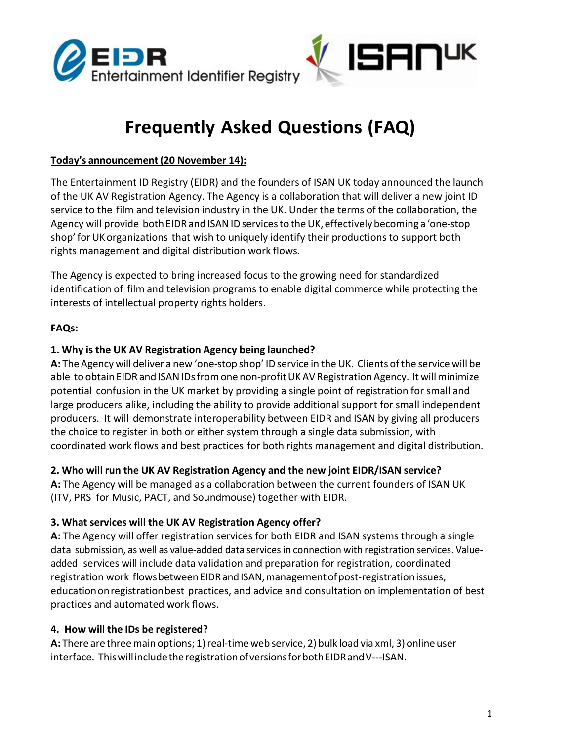# Frequently Asked Questions (FAQ)

**Today's announcement (20 November 14):**

The Entertainment ID Registry (EIDR) and the founders of ISAN UK today announced the launch of the UK AV Registration Agency. The Agency is a collaboration that will deliver a new joint ID service to the film and television industry in the UK. Under the terms of the collaboration, the Agency will provide both EIDR and ISAN ID services to the UK, effectively becoming a 'one-stop shop' for UK organizations that wish to uniquely identify their productions to support both rights management and digital distribution work flows.

The Agency is expected to bring increased focus to the growing need for standardized identification of film and television programs to enable digital commerce while protecting the interests of intellectual property rights holders.

**FAQs:**

**1. Why is the UK AV Registration Agency being launched?**

**A:** The Agency will deliver a new 'one-stop shop' ID service in the UK. Clients of the service will be able to obtain EIDR and ISAN IDs from one non-profit UK AV Registration Agency. It will minimize potential confusion in the UK market by providing a single point of registration for small and large producers alike, including the ability to provide additional support for small independent producers. It will demonstrate interoperability between EIDR and ISAN by giving all producers the choice to register in both or either system through a single data submission, with coordinated work flows and best practices for both rights management and digital distribution.

**2. Who will run the UK AV Registration Agency and the new joint EIDR/ISAN service?**

**A:** The Agency will be managed as a collaboration between the current founders of ISAN UK (ITV, PRS for Music, PACT, and Soundmouse) together with EIDR.

**3. What services will the UK AV Registration Agency offer?**

**A:** The Agency will offer registration services for both EIDR and ISAN systems through a single data submission, as well as value-added data services in connection with registration services. Value-added services will include data validation and preparation for registration, coordinated registration work flows between EIDR and ISAN, management of post-registration issues, education on registration best practices, and advice and consultation on implementation of best practices and automated work flows.

**4. How will the IDs be registered?**

**A:** There are three main options; 1) real-time web service, 2) bulk load via xml, 3) online user interface. This will include the registration of versions for both EIDR and V---ISAN.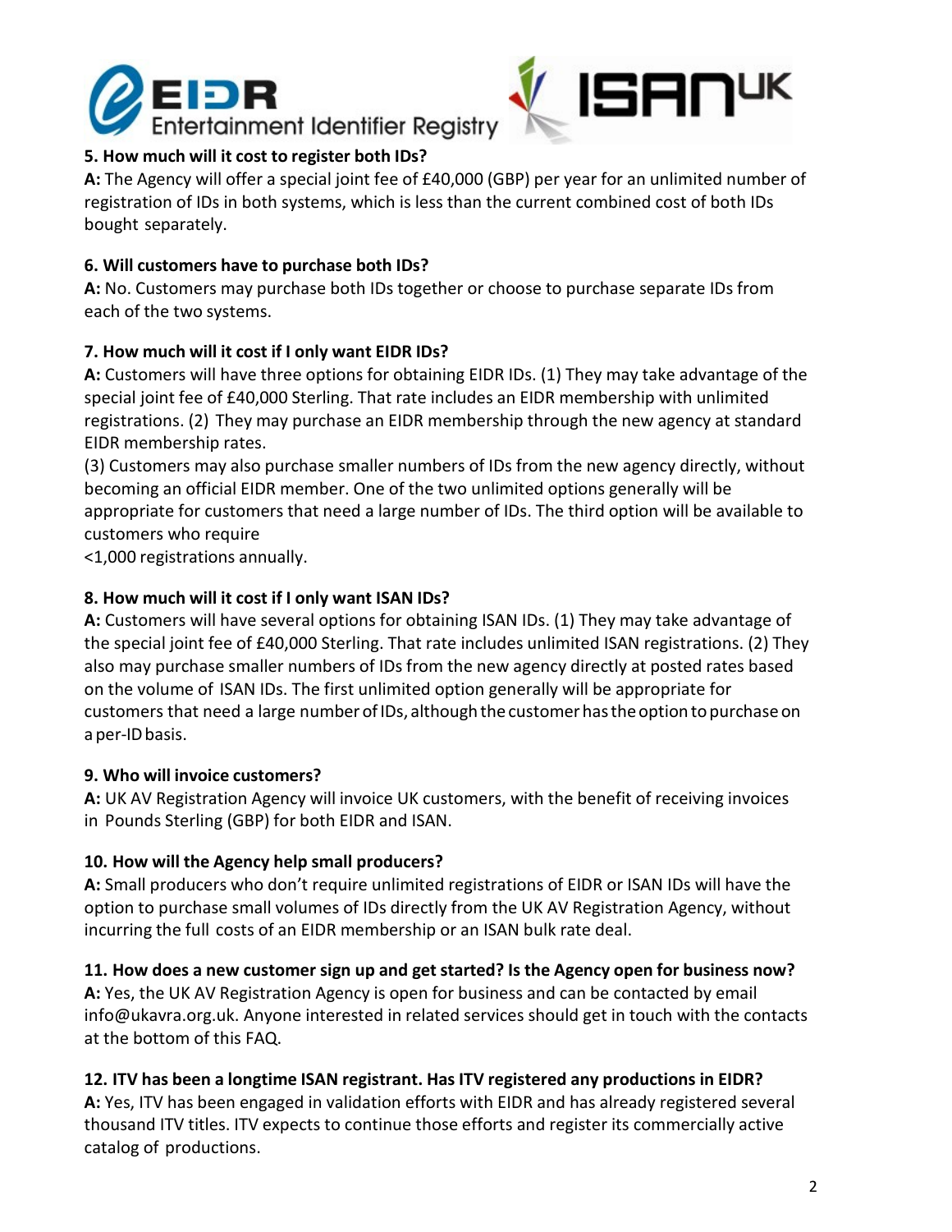**5. How much will it cost to register both IDs?**

**A:** The Agency will offer a special joint fee of £40,000 (GBP) per year for an unlimited number of registration of IDs in both systems, which is less than the current combined cost of both IDs bought separately.

**6. Will customers have to purchase both IDs?**

**A:** No. Customers may purchase both IDs together or choose to purchase separate IDs from each of the two systems.

**7. How much will it cost if I only want EIDR IDs?**

**A:** Customers will have three options for obtaining EIDR IDs. (1) They may take advantage of the special joint fee of £40,000 Sterling. That rate includes an EIDR membership with unlimited registrations. (2) They may purchase an EIDR membership through the new agency at standard EIDR membership rates.

(3) Customers may also purchase smaller numbers of IDs from the new agency directly, without becoming an official EIDR member. One of the two unlimited options generally will be appropriate for customers that need a large number of IDs. The third option will be available to customers who require <1,000 registrations annually.

**8. How much will it cost if I only want ISAN IDs?**

**A:** Customers will have several options for obtaining ISAN IDs. (1) They may take advantage of the special joint fee of £40,000 Sterling. That rate includes unlimited ISAN registrations. (2) They also may purchase smaller numbers of IDs from the new agency directly at posted rates based on the volume of ISAN IDs. The first unlimited option generally will be appropriate for customers that need a large number of IDs, although the customer has the option to purchase on a per-ID basis.

**9. Who will invoice customers?**

**A:** UK AV Registration Agency will invoice UK customers, with the benefit of receiving invoices in Pounds Sterling (GBP) for both EIDR and ISAN.

**10. How will the Agency help small producers?**

**A:** Small producers who don't require unlimited registrations of EIDR or ISAN IDs will have the option to purchase small volumes of IDs directly from the UK AV Registration Agency, without incurring the full costs of an EIDR membership or an ISAN bulk rate deal.

**11. How does a new customer sign up and get started? Is the Agency open for business now?**

**A:** Yes, the UK AV Registration Agency is open for business and can be contacted by email info@ukavra.org.uk. Anyone interested in related services should get in touch with the contacts at the bottom of this FAQ.

**12. ITV has been a longtime ISAN registrant. Has ITV registered any productions in EIDR?**

**A:** Yes, ITV has been engaged in validation efforts with EIDR and has already registered several thousand ITV titles. ITV expects to continue those efforts and register its commercially active catalog of productions.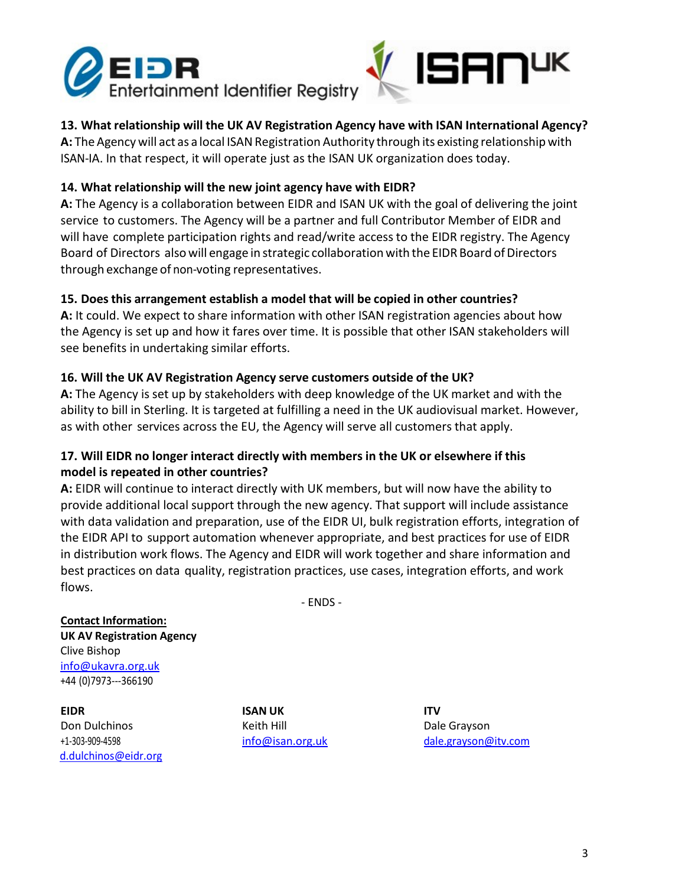**13. What relationship will the UK AV Registration Agency have with ISAN International Agency?**
**A:** The Agency will act as a local ISAN Registration Authority through its existing relationship with ISAN-IA. In that respect, it will operate just as the ISAN UK organization does today.

**14. What relationship will the new joint agency have with EIDR?**
**A:** The Agency is a collaboration between EIDR and ISAN UK with the goal of delivering the joint service to customers. The Agency will be a partner and full Contributor Member of EIDR and will have complete participation rights and read/write access to the EIDR registry. The Agency Board of Directors also will engage in strategic collaboration with the EIDR Board of Directors through exchange of non-voting representatives.

**15. Does this arrangement establish a model that will be copied in other countries?**
**A:** It could. We expect to share information with other ISAN registration agencies about how the Agency is set up and how it fares over time. It is possible that other ISAN stakeholders will see benefits in undertaking similar efforts.

**16. Will the UK AV Registration Agency serve customers outside of the UK?**
**A:** The Agency is set up by stakeholders with deep knowledge of the UK market and with the ability to bill in Sterling. It is targeted at fulfilling a need in the UK audiovisual market. However, as with other services across the EU, the Agency will serve all customers that apply.

**17. Will EIDR no longer interact directly with members in the UK or elsewhere if this model is repeated in other countries?**
**A:** EIDR will continue to interact directly with UK members, but will now have the ability to provide additional local support through the new agency. That support will include assistance with data validation and preparation, use of the EIDR UI, bulk registration efforts, integration of the EIDR API to support automation whenever appropriate, and best practices for use of EIDR in distribution work flows. The Agency and EIDR will work together and share information and best practices on data quality, registration practices, use cases, integration efforts, and work flows.

- ENDS -

**Contact Information:**
**UK AV Registration Agency**
Clive Bishop
info@ukavra.org.uk
+44 (0)7973---366190

**EIDR**
Don Dulchinos
+1-303-909-4598
d.dulchinos@eidr.org

**ISAN UK**
Keith Hill
info@isan.org.uk

**ITV**
Dale Grayson
dale.grayson@itv.com